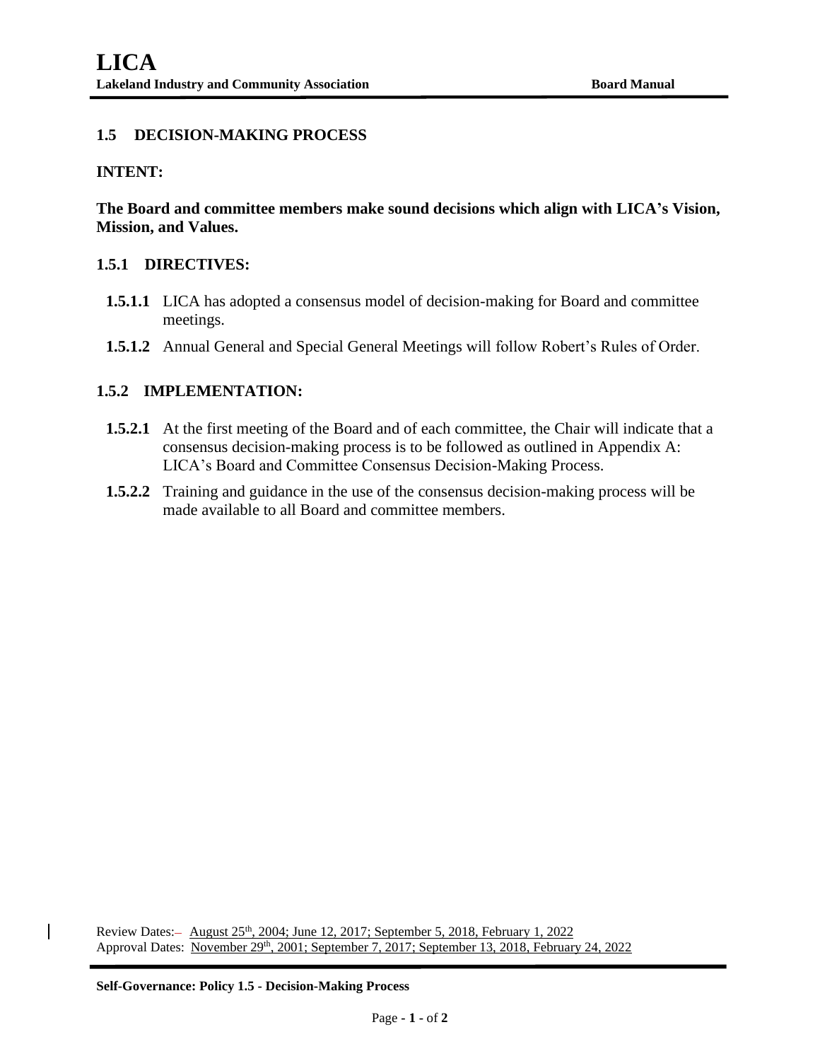## 1.5 DECISION-MAKING PROCESS

### INTENT:

**The Board and committee members make sound decisions which align with LICA's Vision, Mission, and Values.**

### 1.5.1 DIRECTIVES:

**1.5.1.1** LICA has adopted a consensus model of decision-making for Board and committee meetings.

**1.5.1.2** Annual General and Special General Meetings will follow Robert's Rules of Order.

### 1.5.2 IMPLEMENTATION:

**1.5.2.1** At the first meeting of the Board and of each committee, the Chair will indicate that a consensus decision-making process is to be followed as outlined in Appendix A: LICA's Board and Committee Consensus Decision-Making Process.

**1.5.2.2** Training and guidance in the use of the consensus decision-making process will be made available to all Board and committee members.

Review Dates:– August 25th, 2004; June 12, 2017; September 5, 2018, February 1, 2022
Approval Dates: November 29th, 2001; September 7, 2017; September 13, 2018, February 24, 2022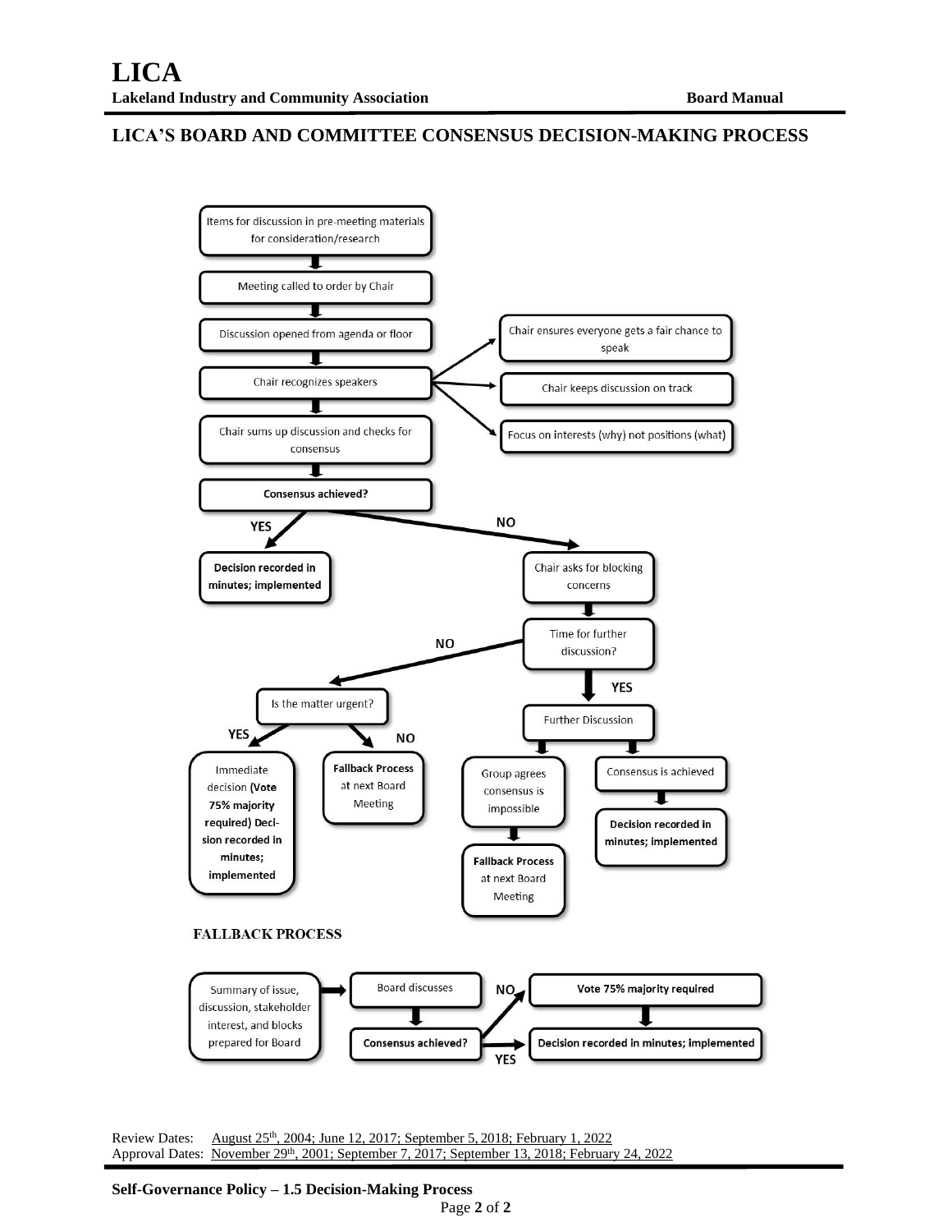## LICA'S BOARD AND COMMITTEE CONSENSUS DECISION-MAKING PROCESS

Items for discussion in pre-meeting materials for consideration/research

Meeting called to order by Chair

Discussion opened from agenda or floor

Chair recognizes speakers

Chair ensures everyone gets a fair chance to speak

Chair keeps discussion on track

Focus on interests (why) not positions (what)

Chair sums up discussion and checks for consensus

**Consensus achieved?**

YES

**Decision recorded in minutes; implemented**

NO

Chair asks for blocking concerns

Time for further discussion?

NO

Is the matter urgent?

YES

Immediate decision **(Vote 75% majority required) Decision recorded in minutes; implemented**

NO

**Fallback Process** at next Board Meeting

YES

Further Discussion

Group agrees consensus is impossible

**Fallback Process** at next Board Meeting

Consensus is achieved

**Decision recorded in minutes; implemented**

### FALLBACK PROCESS

Summary of issue, discussion, stakeholder interest, and blocks prepared for Board

Board discusses

**Consensus achieved?**

NO

**Vote 75% majority required**

YES

**Decision recorded in minutes; implemented**

Review Dates: August 25th, 2004; June 12, 2017; September 5, 2018; February 1, 2022
Approval Dates: November 29th, 2001; September 7, 2017; September 13, 2018; February 24, 2022

**Self-Governance Policy – 1.5 Decision-Making Process**